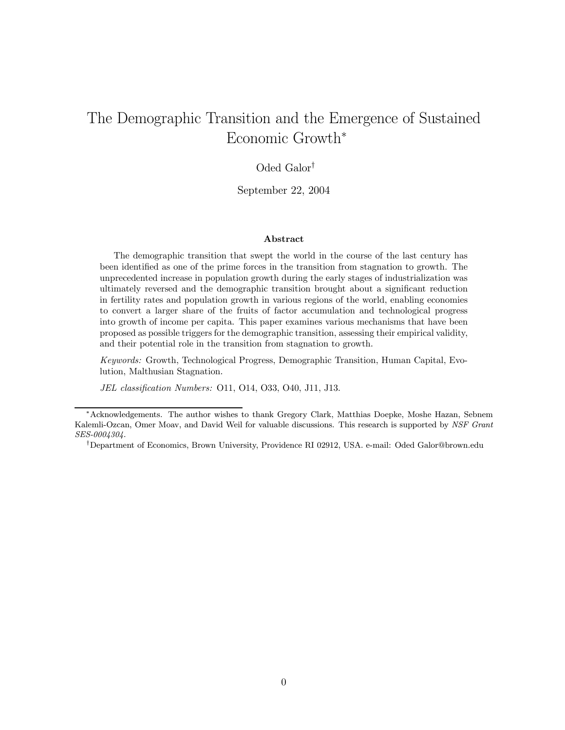# The Demographic Transition and the Emergence of Sustained Economic Growth*

Oded Galor†

September 22, 2004

## Abstract

The demographic transition that swept the world in the course of the last century has been identified as one of the prime forces in the transition from stagnation to growth. The unprecedented increase in population growth during the early stages of industrialization was ultimately reversed and the demographic transition brought about a significant reduction in fertility rates and population growth in various regions of the world, enabling economies to convert a larger share of the fruits of factor accumulation and technological progress into growth of income per capita. This paper examines various mechanisms that have been proposed as possible triggers for the demographic transition, assessing their empirical validity, and their potential role in the transition from stagnation to growth.

*Keywords:* Growth, Technological Progress, Demographic Transition, Human Capital, Evolution, Malthusian Stagnation.

*JEL classification Numbers:* O11, O14, O33, O40, J11, J13.

---

*Acknowledgements. The author wishes to thank Gregory Clark, Matthias Doepke, Moshe Hazan, Sebnem Kalemli-Ozcan, Omer Moav, and David Weil for valuable discussions. This research is supported by *NSF Grant SES-0004304*.

†Department of Economics, Brown University, Providence RI 02912, USA. e-mail: Oded Galor@brown.edu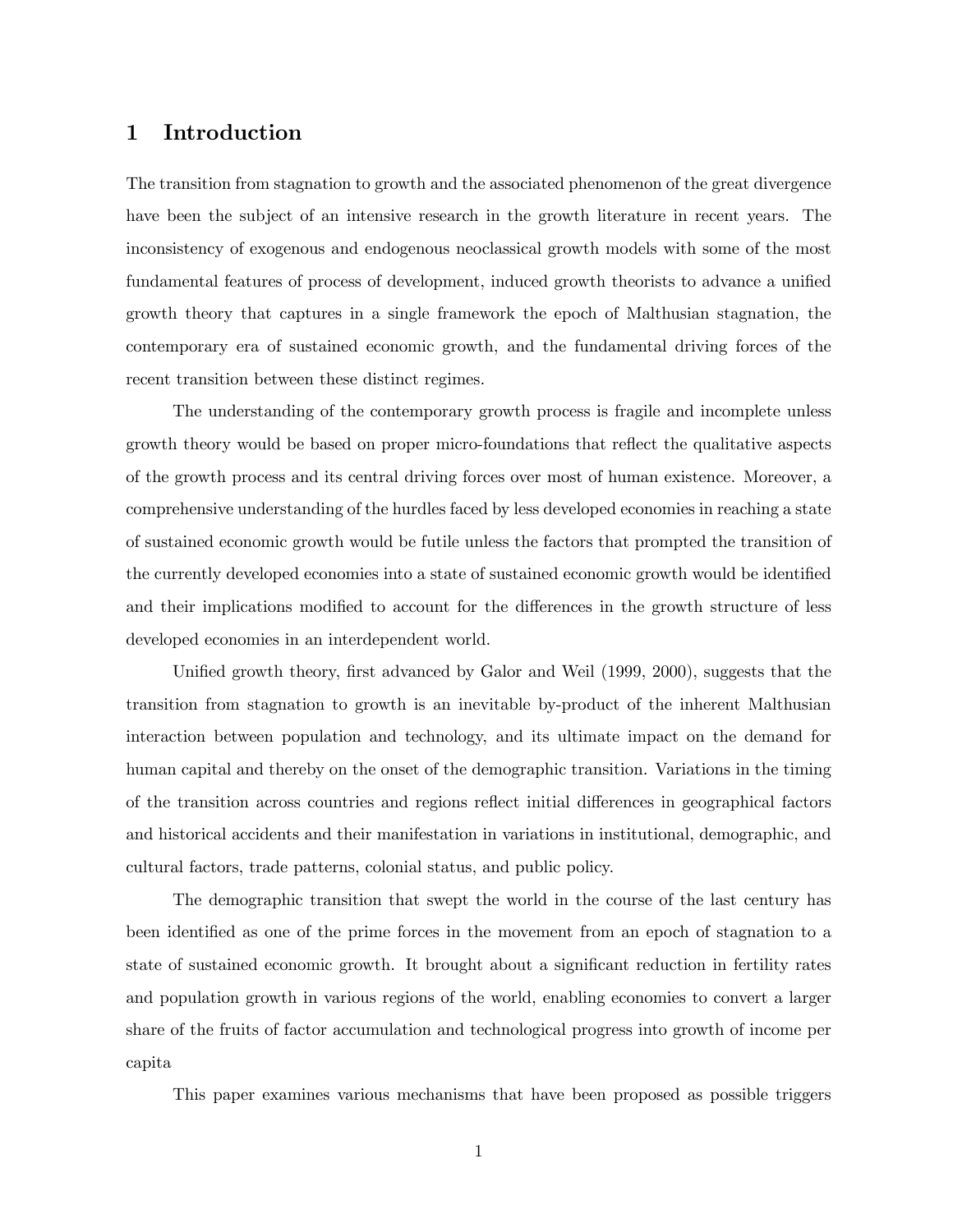# 1 Introduction

The transition from stagnation to growth and the associated phenomenon of the great divergence have been the subject of an intensive research in the growth literature in recent years. The inconsistency of exogenous and endogenous neoclassical growth models with some of the most fundamental features of process of development, induced growth theorists to advance a unified growth theory that captures in a single framework the epoch of Malthusian stagnation, the contemporary era of sustained economic growth, and the fundamental driving forces of the recent transition between these distinct regimes.

The understanding of the contemporary growth process is fragile and incomplete unless growth theory would be based on proper micro-foundations that reflect the qualitative aspects of the growth process and its central driving forces over most of human existence. Moreover, a comprehensive understanding of the hurdles faced by less developed economies in reaching a state of sustained economic growth would be futile unless the factors that prompted the transition of the currently developed economies into a state of sustained economic growth would be identified and their implications modified to account for the differences in the growth structure of less developed economies in an interdependent world.

Unified growth theory, first advanced by Galor and Weil (1999, 2000), suggests that the transition from stagnation to growth is an inevitable by-product of the inherent Malthusian interaction between population and technology, and its ultimate impact on the demand for human capital and thereby on the onset of the demographic transition. Variations in the timing of the transition across countries and regions reflect initial differences in geographical factors and historical accidents and their manifestation in variations in institutional, demographic, and cultural factors, trade patterns, colonial status, and public policy.

The demographic transition that swept the world in the course of the last century has been identified as one of the prime forces in the movement from an epoch of stagnation to a state of sustained economic growth. It brought about a significant reduction in fertility rates and population growth in various regions of the world, enabling economies to convert a larger share of the fruits of factor accumulation and technological progress into growth of income per capita

This paper examines various mechanisms that have been proposed as possible triggers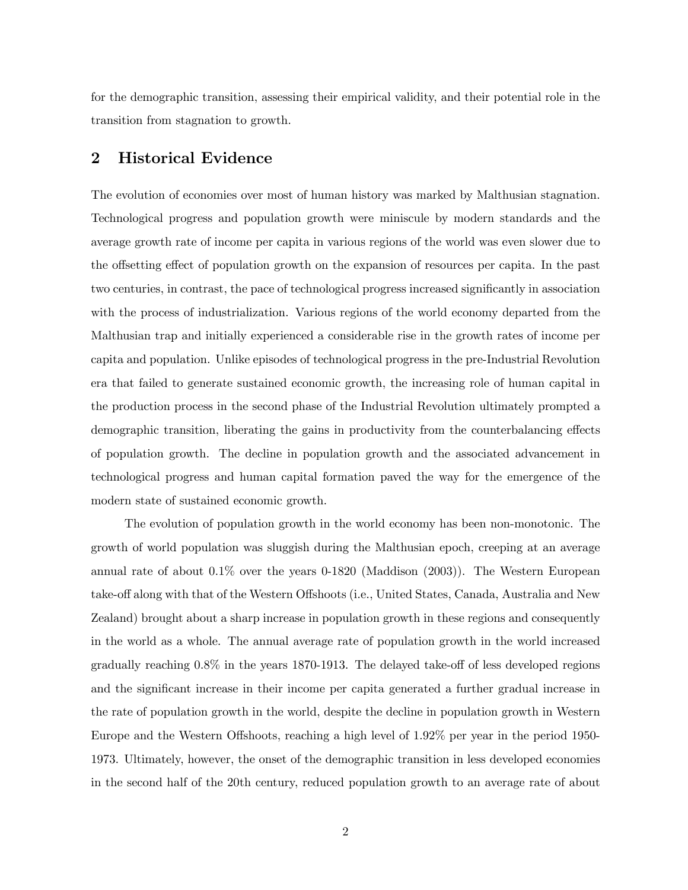for the demographic transition, assessing their empirical validity, and their potential role in the transition from stagnation to growth.

## 2 Historical Evidence

The evolution of economies over most of human history was marked by Malthusian stagnation. Technological progress and population growth were miniscule by modern standards and the average growth rate of income per capita in various regions of the world was even slower due to the offsetting effect of population growth on the expansion of resources per capita. In the past two centuries, in contrast, the pace of technological progress increased significantly in association with the process of industrialization. Various regions of the world economy departed from the Malthusian trap and initially experienced a considerable rise in the growth rates of income per capita and population. Unlike episodes of technological progress in the pre-Industrial Revolution era that failed to generate sustained economic growth, the increasing role of human capital in the production process in the second phase of the Industrial Revolution ultimately prompted a demographic transition, liberating the gains in productivity from the counterbalancing effects of population growth. The decline in population growth and the associated advancement in technological progress and human capital formation paved the way for the emergence of the modern state of sustained economic growth.

The evolution of population growth in the world economy has been non-monotonic. The growth of world population was sluggish during the Malthusian epoch, creeping at an average annual rate of about 0.1% over the years 0-1820 (Maddison (2003)). The Western European take-off along with that of the Western Offshoots (i.e., United States, Canada, Australia and New Zealand) brought about a sharp increase in population growth in these regions and consequently in the world as a whole. The annual average rate of population growth in the world increased gradually reaching 0.8% in the years 1870-1913. The delayed take-off of less developed regions and the significant increase in their income per capita generated a further gradual increase in the rate of population growth in the world, despite the decline in population growth in Western Europe and the Western Offshoots, reaching a high level of 1.92% per year in the period 1950-1973. Ultimately, however, the onset of the demographic transition in less developed economies in the second half of the 20th century, reduced population growth to an average rate of about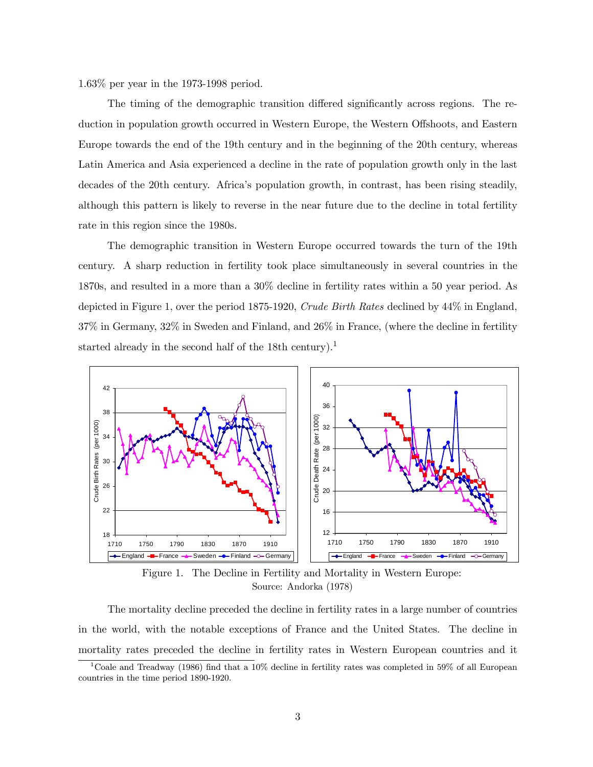1.63% per year in the 1973-1998 period.

The timing of the demographic transition differed significantly across regions. The reduction in population growth occurred in Western Europe, the Western Offshoots, and Eastern Europe towards the end of the 19th century and in the beginning of the 20th century, whereas Latin America and Asia experienced a decline in the rate of population growth only in the last decades of the 20th century. Africa's population growth, in contrast, has been rising steadily, although this pattern is likely to reverse in the near future due to the decline in total fertility rate in this region since the 1980s.

The demographic transition in Western Europe occurred towards the turn of the 19th century. A sharp reduction in fertility took place simultaneously in several countries in the 1870s, and resulted in a more than a 30% decline in fertility rates within a 50 year period. As depicted in Figure 1, over the period 1875-1920, *Crude Birth Rates* declined by 44% in England, 37% in Germany, 32% in Sweden and Finland, and 26% in France, (where the decline in fertility started already in the second half of the 18th century).[1]

Figure 1. The Decline in Fertility and Mortality in Western Europe:
Source: Andorka (1978)

The mortality decline preceded the decline in fertility rates in a large number of countries in the world, with the notable exceptions of France and the United States. The decline in mortality rates preceded the decline in fertility rates in Western European countries and it

[1] Coale and Treadway (1986) find that a 10% decline in fertility rates was completed in 59% of all European countries in the time period 1890-1920.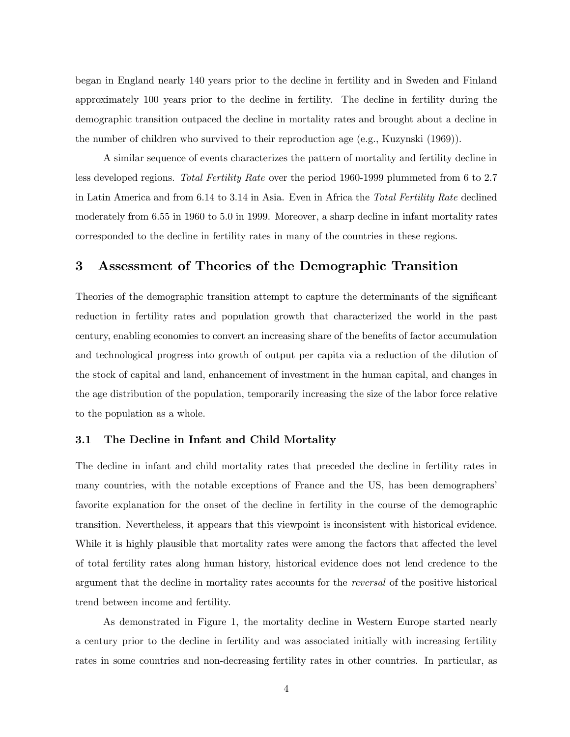began in England nearly 140 years prior to the decline in fertility and in Sweden and Finland approximately 100 years prior to the decline in fertility. The decline in fertility during the demographic transition outpaced the decline in mortality rates and brought about a decline in the number of children who survived to their reproduction age (e.g., Kuzynski (1969)).

A similar sequence of events characterizes the pattern of mortality and fertility decline in less developed regions. *Total Fertility Rate* over the period 1960-1999 plummeted from 6 to 2.7 in Latin America and from 6.14 to 3.14 in Asia. Even in Africa the *Total Fertility Rate* declined moderately from 6.55 in 1960 to 5.0 in 1999. Moreover, a sharp decline in infant mortality rates corresponded to the decline in fertility rates in many of the countries in these regions.

## 3 Assessment of Theories of the Demographic Transition

Theories of the demographic transition attempt to capture the determinants of the significant reduction in fertility rates and population growth that characterized the world in the past century, enabling economies to convert an increasing share of the benefits of factor accumulation and technological progress into growth of output per capita via a reduction of the dilution of the stock of capital and land, enhancement of investment in the human capital, and changes in the age distribution of the population, temporarily increasing the size of the labor force relative to the population as a whole.

### 3.1 The Decline in Infant and Child Mortality

The decline in infant and child mortality rates that preceded the decline in fertility rates in many countries, with the notable exceptions of France and the US, has been demographers' favorite explanation for the onset of the decline in fertility in the course of the demographic transition. Nevertheless, it appears that this viewpoint is inconsistent with historical evidence. While it is highly plausible that mortality rates were among the factors that affected the level of total fertility rates along human history, historical evidence does not lend credence to the argument that the decline in mortality rates accounts for the *reversal* of the positive historical trend between income and fertility.

As demonstrated in Figure 1, the mortality decline in Western Europe started nearly a century prior to the decline in fertility and was associated initially with increasing fertility rates in some countries and non-decreasing fertility rates in other countries. In particular, as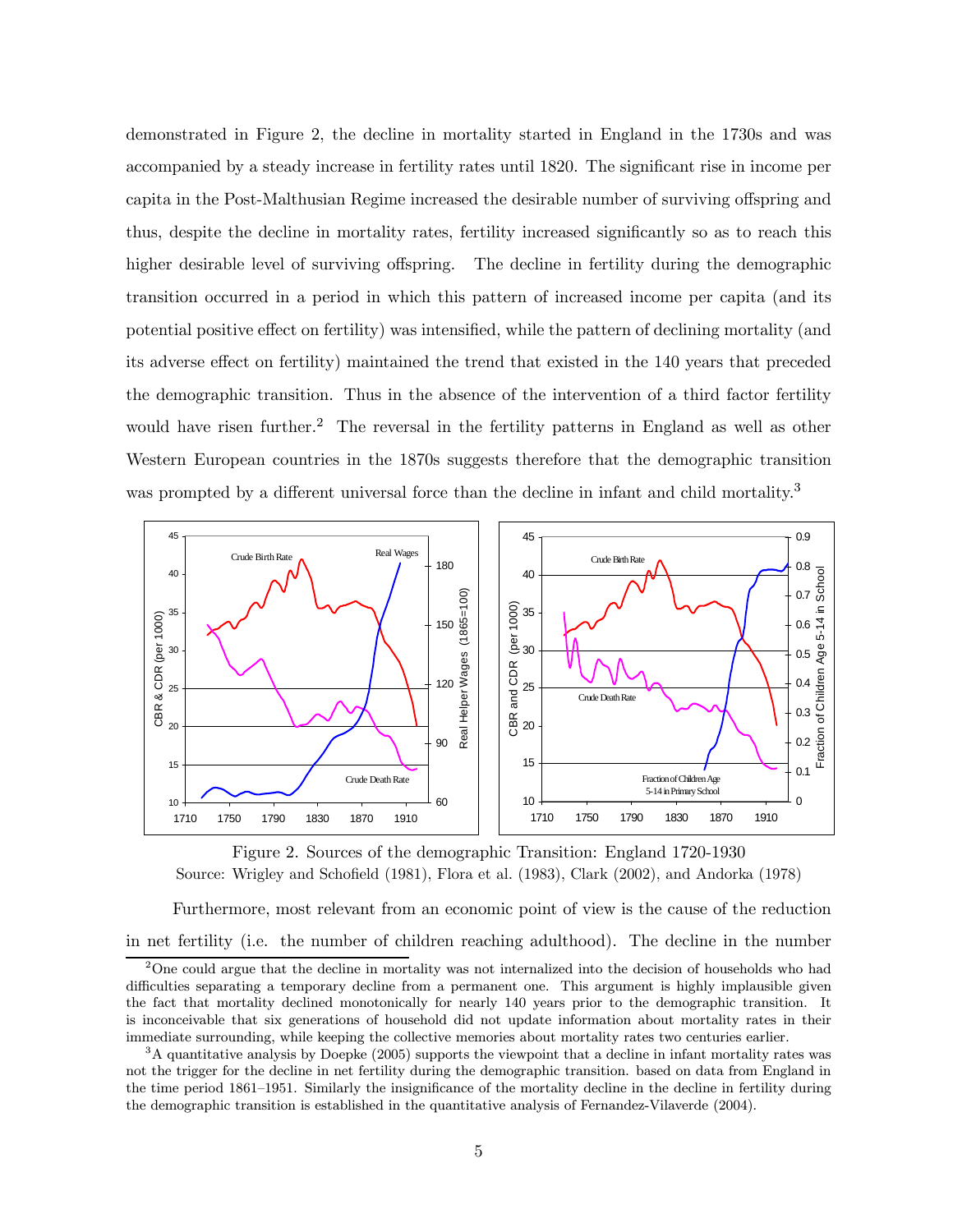demonstrated in Figure 2, the decline in mortality started in England in the 1730s and was accompanied by a steady increase in fertility rates until 1820. The significant rise in income per capita in the Post-Malthusian Regime increased the desirable number of surviving offspring and thus, despite the decline in mortality rates, fertility increased significantly so as to reach this higher desirable level of surviving offspring. The decline in fertility during the demographic transition occurred in a period in which this pattern of increased income per capita (and its potential positive effect on fertility) was intensified, while the pattern of declining mortality (and its adverse effect on fertility) maintained the trend that existed in the 140 years that preceded the demographic transition. Thus in the absence of the intervention of a third factor fertility would have risen further.[2] The reversal in the fertility patterns in England as well as other Western European countries in the 1870s suggests therefore that the demographic transition was prompted by a different universal force than the decline in infant and child mortality.[3]

Figure 2. Sources of the demographic Transition: England 1720-1930
Source: Wrigley and Schofield (1981), Flora et al. (1983), Clark (2002), and Andorka (1978)

Furthermore, most relevant from an economic point of view is the cause of the reduction in net fertility (i.e. the number of children reaching adulthood). The decline in the number

[2] One could argue that the decline in mortality was not internalized into the decision of households who had difficulties separating a temporary decline from a permanent one. This argument is highly implausible given the fact that mortality declined monotonically for nearly 140 years prior to the demographic transition. It is inconceivable that six generations of household did not update information about mortality rates in their immediate surrounding, while keeping the collective memories about mortality rates two centuries earlier.

[3] A quantitative analysis by Doepke (2005) supports the viewpoint that a decline in infant mortality rates was not the trigger for the decline in net fertility during the demographic transition. based on data from England in the time period 1861–1951. Similarly the insignificance of the mortality decline in the decline in fertility during the demographic transition is established in the quantitative analysis of Fernandez-Vilaverde (2004).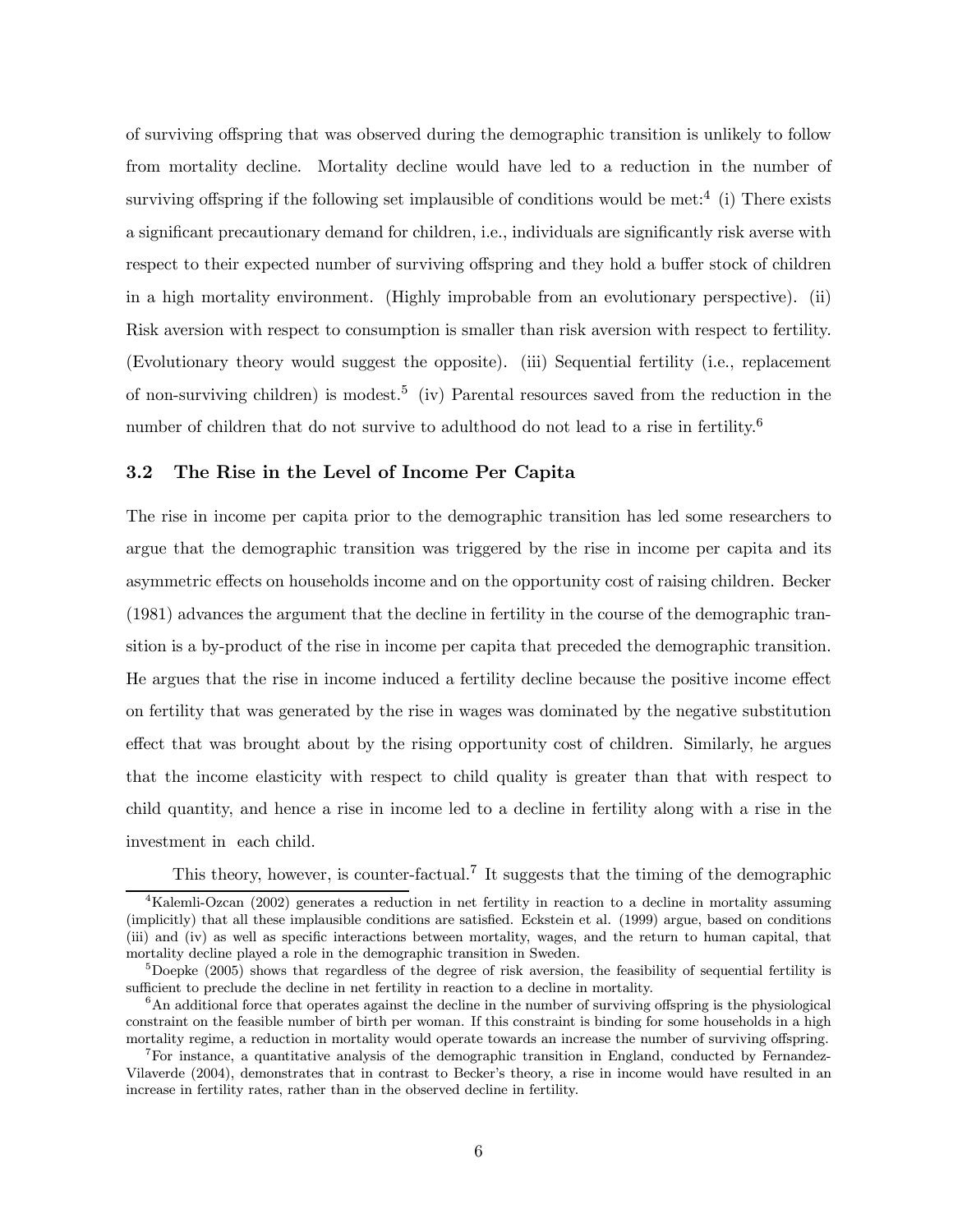of surviving offspring that was observed during the demographic transition is unlikely to follow from mortality decline. Mortality decline would have led to a reduction in the number of surviving offspring if the following set implausible of conditions would be met:[4] (i) There exists a significant precautionary demand for children, i.e., individuals are significantly risk averse with respect to their expected number of surviving offspring and they hold a buffer stock of children in a high mortality environment. (Highly improbable from an evolutionary perspective). (ii) Risk aversion with respect to consumption is smaller than risk aversion with respect to fertility. (Evolutionary theory would suggest the opposite). (iii) Sequential fertility (i.e., replacement of non-surviving children) is modest.[5] (iv) Parental resources saved from the reduction in the number of children that do not survive to adulthood do not lead to a rise in fertility.[6]

### 3.2 The Rise in the Level of Income Per Capita

The rise in income per capita prior to the demographic transition has led some researchers to argue that the demographic transition was triggered by the rise in income per capita and its asymmetric effects on households income and on the opportunity cost of raising children. Becker (1981) advances the argument that the decline in fertility in the course of the demographic transition is a by-product of the rise in income per capita that preceded the demographic transition. He argues that the rise in income induced a fertility decline because the positive income effect on fertility that was generated by the rise in wages was dominated by the negative substitution effect that was brought about by the rising opportunity cost of children. Similarly, he argues that the income elasticity with respect to child quality is greater than that with respect to child quantity, and hence a rise in income led to a decline in fertility along with a rise in the investment in each child.

This theory, however, is counter-factual.[7] It suggests that the timing of the demographic

[4] Kalemli-Ozcan (2002) generates a reduction in net fertility in reaction to a decline in mortality assuming (implicitly) that all these implausible conditions are satisfied. Eckstein et al. (1999) argue, based on conditions (iii) and (iv) as well as specific interactions between mortality, wages, and the return to human capital, that mortality decline played a role in the demographic transition in Sweden.

[5] Doepke (2005) shows that regardless of the degree of risk aversion, the feasibility of sequential fertility is sufficient to preclude the decline in net fertility in reaction to a decline in mortality.

[6] An additional force that operates against the decline in the number of surviving offspring is the physiological constraint on the feasible number of birth per woman. If this constraint is binding for some households in a high mortality regime, a reduction in mortality would operate towards an increase the number of surviving offspring.

[7] For instance, a quantitative analysis of the demographic transition in England, conducted by Fernandez-Vilaverde (2004), demonstrates that in contrast to Becker's theory, a rise in income would have resulted in an increase in fertility rates, rather than in the observed decline in fertility.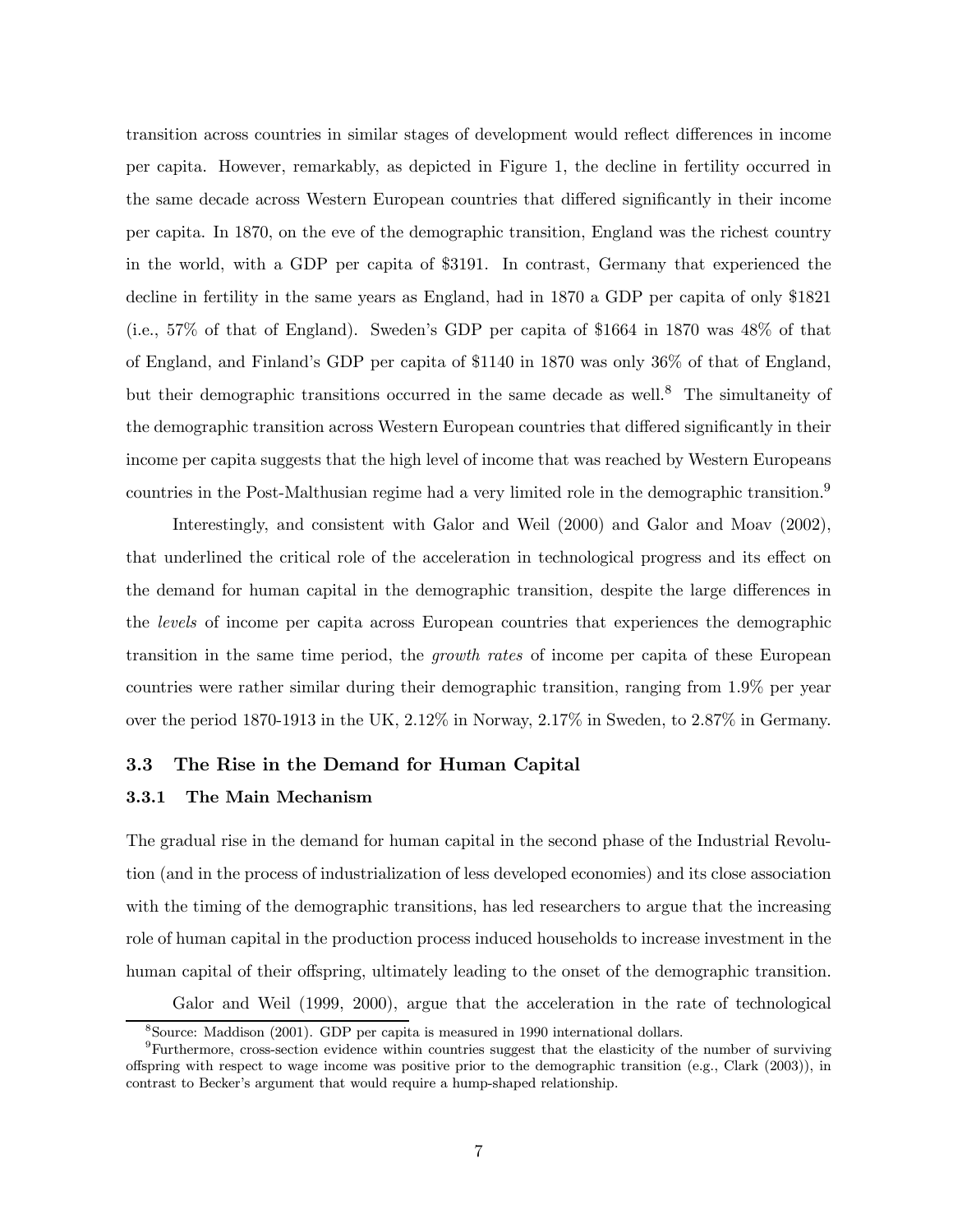transition across countries in similar stages of development would reflect differences in income per capita. However, remarkably, as depicted in Figure 1, the decline in fertility occurred in the same decade across Western European countries that differed significantly in their income per capita. In 1870, on the eve of the demographic transition, England was the richest country in the world, with a GDP per capita of $3191. In contrast, Germany that experienced the decline in fertility in the same years as England, had in 1870 a GDP per capita of only $1821 (i.e., 57% of that of England). Sweden's GDP per capita of $1664 in 1870 was 48% of that of England, and Finland's GDP per capita of $1140 in 1870 was only 36% of that of England, but their demographic transitions occurred in the same decade as well.[8] The simultaneity of the demographic transition across Western European countries that differed significantly in their income per capita suggests that the high level of income that was reached by Western Europeans countries in the Post-Malthusian regime had a very limited role in the demographic transition.[9]

Interestingly, and consistent with Galor and Weil (2000) and Galor and Moav (2002), that underlined the critical role of the acceleration in technological progress and its effect on the demand for human capital in the demographic transition, despite the large differences in the *levels* of income per capita across European countries that experiences the demographic transition in the same time period, the *growth rates* of income per capita of these European countries were rather similar during their demographic transition, ranging from 1.9% per year over the period 1870-1913 in the UK, 2.12% in Norway, 2.17% in Sweden, to 2.87% in Germany.

## 3.3 The Rise in the Demand for Human Capital

### 3.3.1 The Main Mechanism

The gradual rise in the demand for human capital in the second phase of the Industrial Revolution (and in the process of industrialization of less developed economies) and its close association with the timing of the demographic transitions, has led researchers to argue that the increasing role of human capital in the production process induced households to increase investment in the human capital of their offspring, ultimately leading to the onset of the demographic transition.

Galor and Weil (1999, 2000), argue that the acceleration in the rate of technological

[8] Source: Maddison (2001). GDP per capita is measured in 1990 international dollars.

[9] Furthermore, cross-section evidence within countries suggest that the elasticity of the number of surviving offspring with respect to wage income was positive prior to the demographic transition (e.g., Clark (2003)), in contrast to Becker's argument that would require a hump-shaped relationship.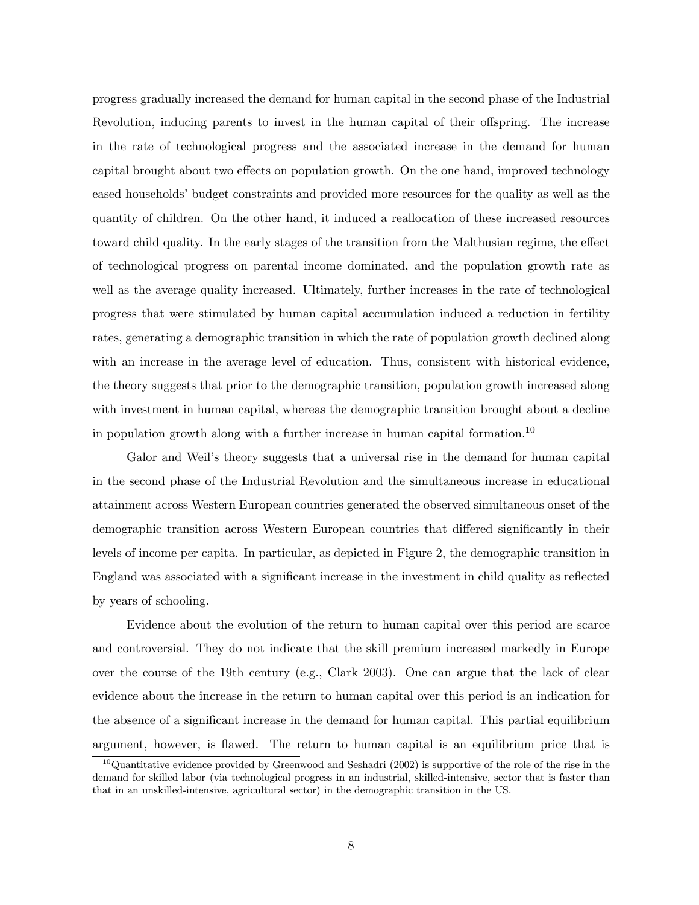progress gradually increased the demand for human capital in the second phase of the Industrial Revolution, inducing parents to invest in the human capital of their offspring. The increase in the rate of technological progress and the associated increase in the demand for human capital brought about two effects on population growth. On the one hand, improved technology eased households' budget constraints and provided more resources for the quality as well as the quantity of children. On the other hand, it induced a reallocation of these increased resources toward child quality. In the early stages of the transition from the Malthusian regime, the effect of technological progress on parental income dominated, and the population growth rate as well as the average quality increased. Ultimately, further increases in the rate of technological progress that were stimulated by human capital accumulation induced a reduction in fertility rates, generating a demographic transition in which the rate of population growth declined along with an increase in the average level of education. Thus, consistent with historical evidence, the theory suggests that prior to the demographic transition, population growth increased along with investment in human capital, whereas the demographic transition brought about a decline in population growth along with a further increase in human capital formation.[10]

Galor and Weil's theory suggests that a universal rise in the demand for human capital in the second phase of the Industrial Revolution and the simultaneous increase in educational attainment across Western European countries generated the observed simultaneous onset of the demographic transition across Western European countries that differed significantly in their levels of income per capita. In particular, as depicted in Figure 2, the demographic transition in England was associated with a significant increase in the investment in child quality as reflected by years of schooling.

Evidence about the evolution of the return to human capital over this period are scarce and controversial. They do not indicate that the skill premium increased markedly in Europe over the course of the 19th century (e.g., Clark 2003). One can argue that the lack of clear evidence about the increase in the return to human capital over this period is an indication for the absence of a significant increase in the demand for human capital. This partial equilibrium argument, however, is flawed. The return to human capital is an equilibrium price that is

[10] Quantitative evidence provided by Greenwood and Seshadri (2002) is supportive of the role of the rise in the demand for skilled labor (via technological progress in an industrial, skilled-intensive, sector that is faster than that in an unskilled-intensive, agricultural sector) in the demographic transition in the US.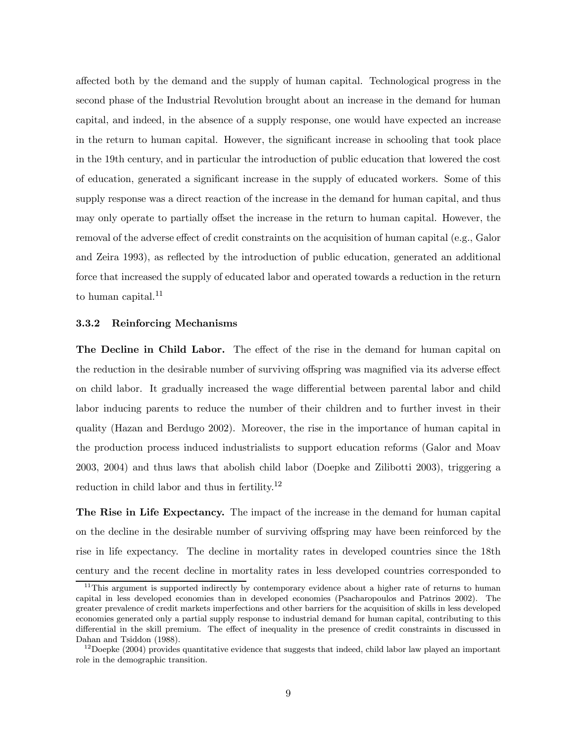affected both by the demand and the supply of human capital. Technological progress in the second phase of the Industrial Revolution brought about an increase in the demand for human capital, and indeed, in the absence of a supply response, one would have expected an increase in the return to human capital. However, the significant increase in schooling that took place in the 19th century, and in particular the introduction of public education that lowered the cost of education, generated a significant increase in the supply of educated workers. Some of this supply response was a direct reaction of the increase in the demand for human capital, and thus may only operate to partially offset the increase in the return to human capital. However, the removal of the adverse effect of credit constraints on the acquisition of human capital (e.g., Galor and Zeira 1993), as reflected by the introduction of public education, generated an additional force that increased the supply of educated labor and operated towards a reduction in the return to human capital.[11]

### 3.3.2 Reinforcing Mechanisms

**The Decline in Child Labor.** The effect of the rise in the demand for human capital on the reduction in the desirable number of surviving offspring was magnified via its adverse effect on child labor. It gradually increased the wage differential between parental labor and child labor inducing parents to reduce the number of their children and to further invest in their quality (Hazan and Berdugo 2002). Moreover, the rise in the importance of human capital in the production process induced industrialists to support education reforms (Galor and Moav 2003, 2004) and thus laws that abolish child labor (Doepke and Zilibotti 2003), triggering a reduction in child labor and thus in fertility.[12]

**The Rise in Life Expectancy.** The impact of the increase in the demand for human capital on the decline in the desirable number of surviving offspring may have been reinforced by the rise in life expectancy. The decline in mortality rates in developed countries since the 18th century and the recent decline in mortality rates in less developed countries corresponded to

[11] This argument is supported indirectly by contemporary evidence about a higher rate of returns to human capital in less developed economies than in developed economies (Psacharopoulos and Patrinos 2002). The greater prevalence of credit markets imperfections and other barriers for the acquisition of skills in less developed economies generated only a partial supply response to industrial demand for human capital, contributing to this differential in the skill premium. The effect of inequality in the presence of credit constraints in discussed in Dahan and Tsiddon (1988).

[12] Doepke (2004) provides quantitative evidence that suggests that indeed, child labor law played an important role in the demographic transition.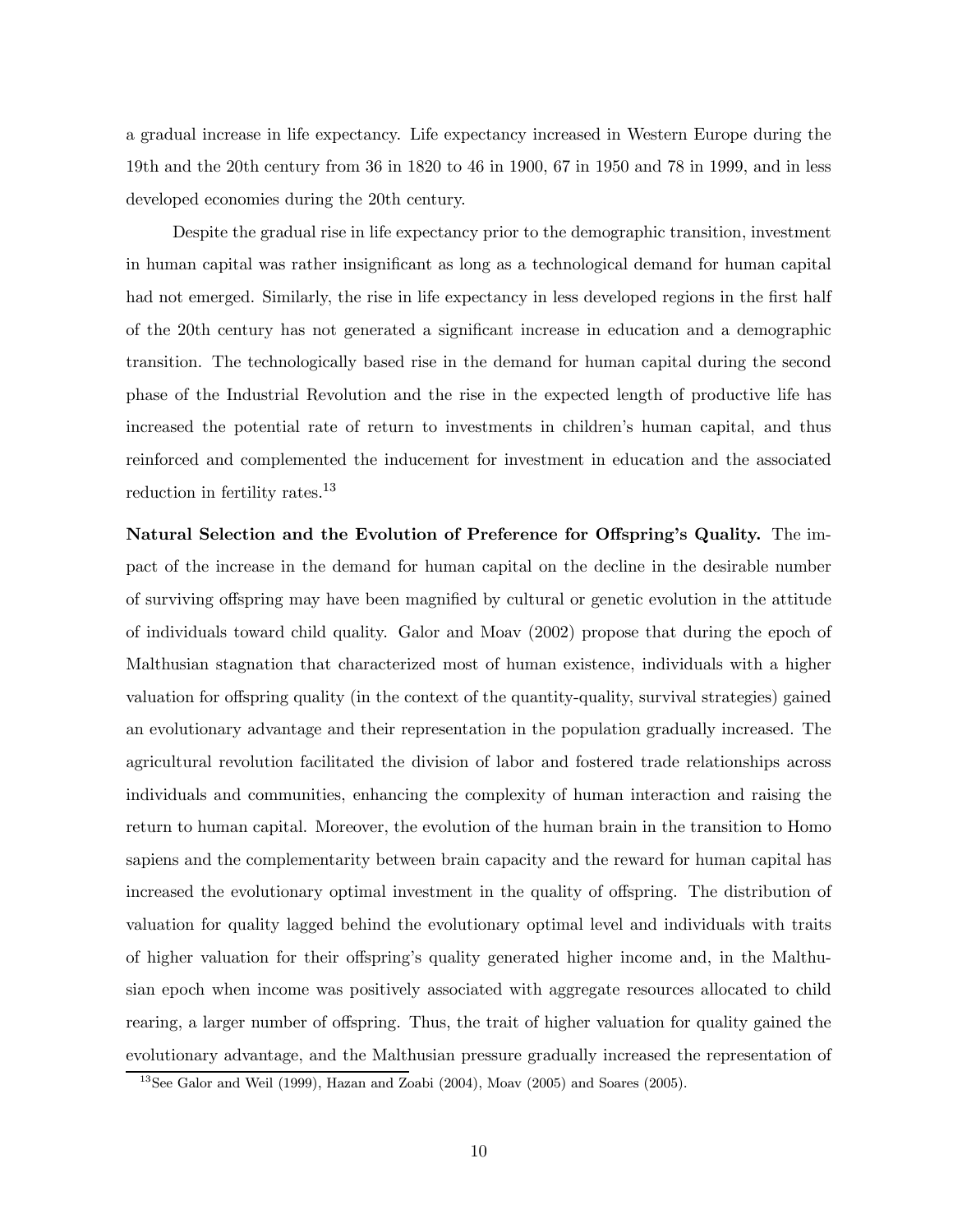a gradual increase in life expectancy. Life expectancy increased in Western Europe during the 19th and the 20th century from 36 in 1820 to 46 in 1900, 67 in 1950 and 78 in 1999, and in less developed economies during the 20th century.

Despite the gradual rise in life expectancy prior to the demographic transition, investment in human capital was rather insignificant as long as a technological demand for human capital had not emerged. Similarly, the rise in life expectancy in less developed regions in the first half of the 20th century has not generated a significant increase in education and a demographic transition. The technologically based rise in the demand for human capital during the second phase of the Industrial Revolution and the rise in the expected length of productive life has increased the potential rate of return to investments in children's human capital, and thus reinforced and complemented the inducement for investment in education and the associated reduction in fertility rates.[13]

**Natural Selection and the Evolution of Preference for Offspring's Quality.** The impact of the increase in the demand for human capital on the decline in the desirable number of surviving offspring may have been magnified by cultural or genetic evolution in the attitude of individuals toward child quality. Galor and Moav (2002) propose that during the epoch of Malthusian stagnation that characterized most of human existence, individuals with a higher valuation for offspring quality (in the context of the quantity-quality, survival strategies) gained an evolutionary advantage and their representation in the population gradually increased. The agricultural revolution facilitated the division of labor and fostered trade relationships across individuals and communities, enhancing the complexity of human interaction and raising the return to human capital. Moreover, the evolution of the human brain in the transition to Homo sapiens and the complementarity between brain capacity and the reward for human capital has increased the evolutionary optimal investment in the quality of offspring. The distribution of valuation for quality lagged behind the evolutionary optimal level and individuals with traits of higher valuation for their offspring's quality generated higher income and, in the Malthusian epoch when income was positively associated with aggregate resources allocated to child rearing, a larger number of offspring. Thus, the trait of higher valuation for quality gained the evolutionary advantage, and the Malthusian pressure gradually increased the representation of

[13] See Galor and Weil (1999), Hazan and Zoabi (2004), Moav (2005) and Soares (2005).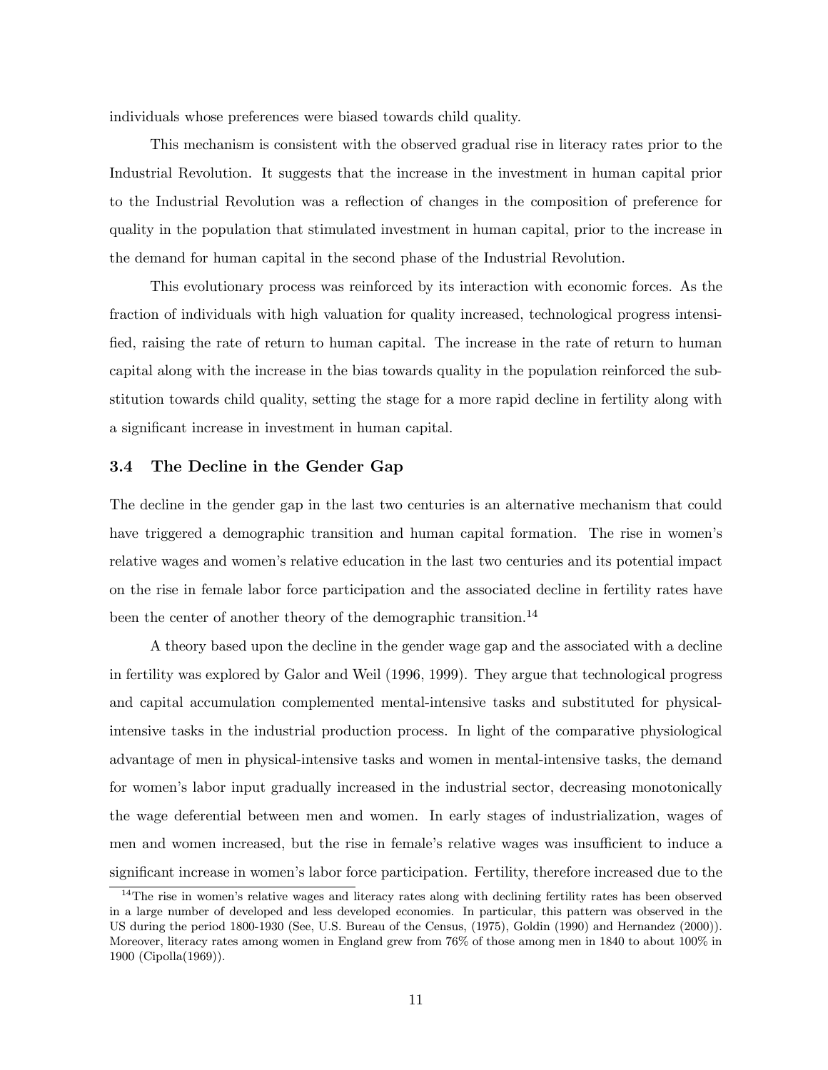individuals whose preferences were biased towards child quality.

This mechanism is consistent with the observed gradual rise in literacy rates prior to the Industrial Revolution. It suggests that the increase in the investment in human capital prior to the Industrial Revolution was a reflection of changes in the composition of preference for quality in the population that stimulated investment in human capital, prior to the increase in the demand for human capital in the second phase of the Industrial Revolution.

This evolutionary process was reinforced by its interaction with economic forces. As the fraction of individuals with high valuation for quality increased, technological progress intensified, raising the rate of return to human capital. The increase in the rate of return to human capital along with the increase in the bias towards quality in the population reinforced the substitution towards child quality, setting the stage for a more rapid decline in fertility along with a significant increase in investment in human capital.

### 3.4 The Decline in the Gender Gap

The decline in the gender gap in the last two centuries is an alternative mechanism that could have triggered a demographic transition and human capital formation. The rise in women's relative wages and women's relative education in the last two centuries and its potential impact on the rise in female labor force participation and the associated decline in fertility rates have been the center of another theory of the demographic transition.[14]

A theory based upon the decline in the gender wage gap and the associated with a decline in fertility was explored by Galor and Weil (1996, 1999). They argue that technological progress and capital accumulation complemented mental-intensive tasks and substituted for physical-intensive tasks in the industrial production process. In light of the comparative physiological advantage of men in physical-intensive tasks and women in mental-intensive tasks, the demand for women's labor input gradually increased in the industrial sector, decreasing monotonically the wage deferential between men and women. In early stages of industrialization, wages of men and women increased, but the rise in female's relative wages was insufficient to induce a significant increase in women's labor force participation. Fertility, therefore increased due to the

[14]The rise in women's relative wages and literacy rates along with declining fertility rates has been observed in a large number of developed and less developed economies. In particular, this pattern was observed in the US during the period 1800-1930 (See, U.S. Bureau of the Census, (1975), Goldin (1990) and Hernandez (2000)). Moreover, literacy rates among women in England grew from 76% of those among men in 1840 to about 100% in 1900 (Cipolla(1969)).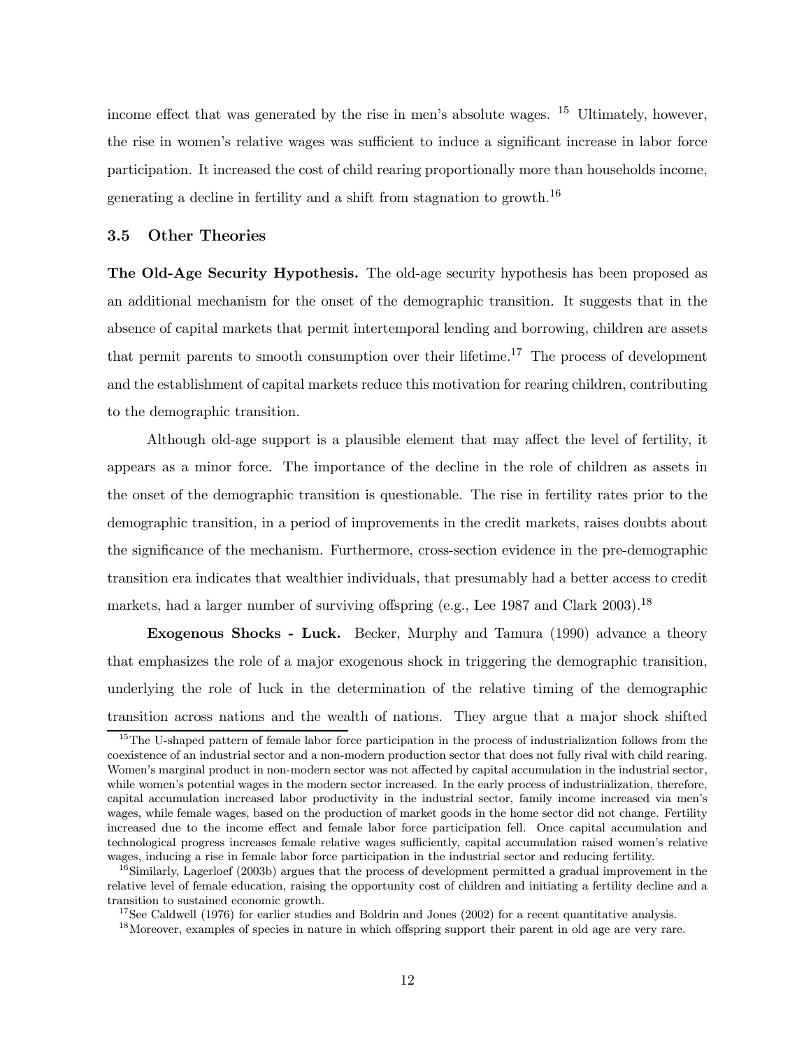income effect that was generated by the rise in men's absolute wages. [15] Ultimately, however, the rise in women's relative wages was sufficient to induce a significant increase in labor force participation. It increased the cost of child rearing proportionally more than households income, generating a decline in fertility and a shift from stagnation to growth.[16]

### 3.5 Other Theories

**The Old-Age Security Hypothesis.** The old-age security hypothesis has been proposed as an additional mechanism for the onset of the demographic transition. It suggests that in the absence of capital markets that permit intertemporal lending and borrowing, children are assets that permit parents to smooth consumption over their lifetime.[17] The process of development and the establishment of capital markets reduce this motivation for rearing children, contributing to the demographic transition.

Although old-age support is a plausible element that may affect the level of fertility, it appears as a minor force. The importance of the decline in the role of children as assets in the onset of the demographic transition is questionable. The rise in fertility rates prior to the demographic transition, in a period of improvements in the credit markets, raises doubts about the significance of the mechanism. Furthermore, cross-section evidence in the pre-demographic transition era indicates that wealthier individuals, that presumably had a better access to credit markets, had a larger number of surviving offspring (e.g., Lee 1987 and Clark 2003).[18]

**Exogenous Shocks - Luck.** Becker, Murphy and Tamura (1990) advance a theory that emphasizes the role of a major exogenous shock in triggering the demographic transition, underlying the role of luck in the determination of the relative timing of the demographic transition across nations and the wealth of nations. They argue that a major shock shifted

---

[15] The U-shaped pattern of female labor force participation in the process of industrialization follows from the coexistence of an industrial sector and a non-modern production sector that does not fully rival with child rearing. Women's marginal product in non-modern sector was not affected by capital accumulation in the industrial sector, while women's potential wages in the modern sector increased. In the early process of industrialization, therefore, capital accumulation increased labor productivity in the industrial sector, family income increased via men's wages, while female wages, based on the production of market goods in the home sector did not change. Fertility increased due to the income effect and female labor force participation fell. Once capital accumulation and technological progress increases female relative wages sufficiently, capital accumulation raised women's relative wages, inducing a rise in female labor force participation in the industrial sector and reducing fertility.

[16] Similarly, Lagerloef (2003b) argues that the process of development permitted a gradual improvement in the relative level of female education, raising the opportunity cost of children and initiating a fertility decline and a transition to sustained economic growth.

[17] See Caldwell (1976) for earlier studies and Boldrin and Jones (2002) for a recent quantitative analysis.

[18] Moreover, examples of species in nature in which offspring support their parent in old age are very rare.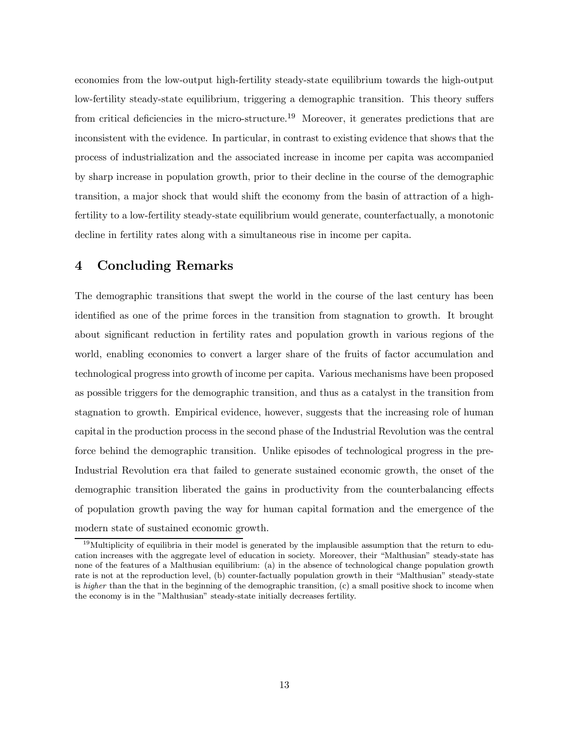economies from the low-output high-fertility steady-state equilibrium towards the high-output low-fertility steady-state equilibrium, triggering a demographic transition. This theory suffers from critical deficiencies in the micro-structure.[19] Moreover, it generates predictions that are inconsistent with the evidence. In particular, in contrast to existing evidence that shows that the process of industrialization and the associated increase in income per capita was accompanied by sharp increase in population growth, prior to their decline in the course of the demographic transition, a major shock that would shift the economy from the basin of attraction of a high-fertility to a low-fertility steady-state equilibrium would generate, counterfactually, a monotonic decline in fertility rates along with a simultaneous rise in income per capita.

# 4 Concluding Remarks

The demographic transitions that swept the world in the course of the last century has been identified as one of the prime forces in the transition from stagnation to growth. It brought about significant reduction in fertility rates and population growth in various regions of the world, enabling economies to convert a larger share of the fruits of factor accumulation and technological progress into growth of income per capita. Various mechanisms have been proposed as possible triggers for the demographic transition, and thus as a catalyst in the transition from stagnation to growth. Empirical evidence, however, suggests that the increasing role of human capital in the production process in the second phase of the Industrial Revolution was the central force behind the demographic transition. Unlike episodes of technological progress in the pre-Industrial Revolution era that failed to generate sustained economic growth, the onset of the demographic transition liberated the gains in productivity from the counterbalancing effects of population growth paving the way for human capital formation and the emergence of the modern state of sustained economic growth.

[19] Multiplicity of equilibria in their model is generated by the implausible assumption that the return to education increases with the aggregate level of education in society. Moreover, their "Malthusian" steady-state has none of the features of a Malthusian equilibrium: (a) in the absence of technological change population growth rate is not at the reproduction level, (b) counter-factually population growth in their "Malthusian" steady-state is *higher* than the that in the beginning of the demographic transition, (c) a small positive shock to income when the economy is in the "Malthusian" steady-state initially decreases fertility.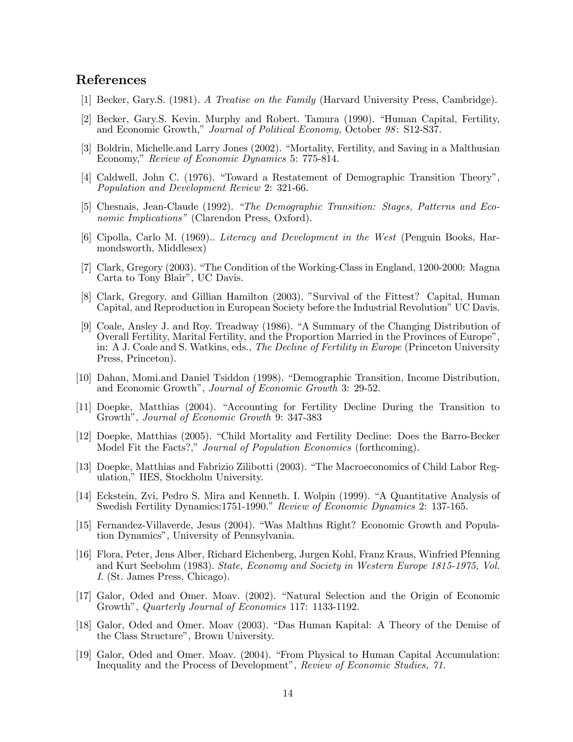## References

[1] Becker, Gary.S. (1981). *A Treatise on the Family* (Harvard University Press, Cambridge).

[2] Becker, Gary.S. Kevin. Murphy and Robert. Tamura (1990). "Human Capital, Fertility, and Economic Growth," *Journal of Political Economy,* October *98*: S12-S37.

[3] Boldrin, Michelle.and Larry Jones (2002). "Mortality, Fertility, and Saving in a Malthusian Economy," *Review of Economic Dynamics* 5: 775-814.

[4] Caldwell, John C. (1976). "Toward a Restatement of Demographic Transition Theory", *Population and Development Review* 2: 321-66.

[5] Chesnais, Jean-Claude (1992). *"The Demographic Transition: Stages, Patterns and Economic Implications"* (Clarendon Press, Oxford).

[6] Cipolla, Carlo M. (1969).. *Literacy and Development in the West* (Penguin Books, Harmondsworth, Middlesex)

[7] Clark, Gregory (2003). "The Condition of the Working-Class in England, 1200-2000: Magna Carta to Tony Blair", UC Davis.

[8] Clark, Gregory. and Gillian Hamilton (2003). "Survival of the Fittest? Capital, Human Capital, and Reproduction in European Society before the Industrial Revolution" UC Davis.

[9] Coale, Ansley J. and Roy. Treadway (1986). "A Summary of the Changing Distribution of Overall Fertility, Marital Fertility, and the Proportion Married in the Provinces of Europe", in: A J. Coale and S. Watkins, eds., *The Decline of Fertility in Europe* (Princeton University Press, Princeton).

[10] Dahan, Momi.and Daniel Tsiddon (1998). "Demographic Transition, Income Distribution, and Economic Growth", *Journal of Economic Growth* 3: 29-52.

[11] Doepke, Matthias (2004). "Accounting for Fertility Decline During the Transition to Growth", *Journal of Economic Growth* 9: 347-383

[12] Doepke, Matthias (2005). "Child Mortality and Fertility Decline: Does the Barro-Becker Model Fit the Facts?," *Journal of Population Economics* (forthcoming).

[13] Doepke, Matthias and Fabrizio Zilibotti (2003). "The Macroeconomics of Child Labor Regulation," IIES, Stockholm University.

[14] Eckstein, Zvi, Pedro S. Mira and Kenneth. I. Wolpin (1999). "A Quantitative Analysis of Swedish Fertility Dynamics:1751-1990." *Review of Economic Dynamics* 2: 137-165.

[15] Fernandez-Villaverde, Jesus (2004). "Was Malthus Right? Economic Growth and Population Dynamics", University of Pennsylvania.

[16] Flora, Peter, Jens Alber, Richard Eichenberg, Jurgen Kohl, Franz Kraus, Winfried Pfenning and Kurt Seebohm (1983). *State, Economy and Society in Western Europe 1815-1975, Vol. I.* (St. James Press, Chicago).

[17] Galor, Oded and Omer. Moav. (2002). "Natural Selection and the Origin of Economic Growth", *Quarterly Journal of Economics* 117: 1133-1192.

[18] Galor, Oded and Omer. Moav (2003). "Das Human Kapital: A Theory of the Demise of the Class Structure", Brown University.

[19] Galor, Oded and Omer. Moav. (2004). "From Physical to Human Capital Accumulation: Inequality and the Process of Development", *Review of Economic Studies, 71.*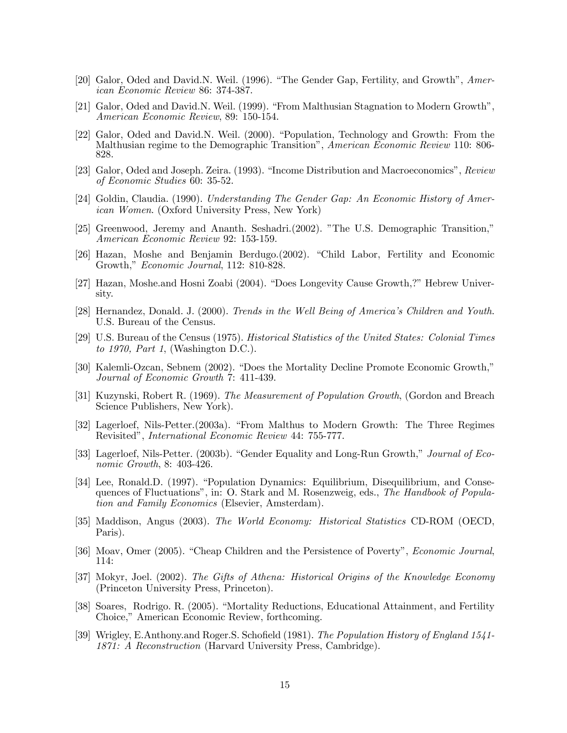[20] Galor, Oded and David.N. Weil. (1996). "The Gender Gap, Fertility, and Growth", *American Economic Review* 86: 374-387.

[21] Galor, Oded and David.N. Weil. (1999). "From Malthusian Stagnation to Modern Growth", *American Economic Review*, 89: 150-154.

[22] Galor, Oded and David.N. Weil. (2000). "Population, Technology and Growth: From the Malthusian regime to the Demographic Transition", *American Economic Review* 110: 806-828.

[23] Galor, Oded and Joseph. Zeira. (1993). "Income Distribution and Macroeconomics", *Review of Economic Studies* 60: 35-52.

[24] Goldin, Claudia. (1990). *Understanding The Gender Gap: An Economic History of American Women*. (Oxford University Press, New York)

[25] Greenwood, Jeremy and Ananth. Seshadri.(2002). "The U.S. Demographic Transition," *American Economic Review* 92: 153-159.

[26] Hazan, Moshe and Benjamin Berdugo.(2002). "Child Labor, Fertility and Economic Growth," *Economic Journal*, 112: 810-828.

[27] Hazan, Moshe.and Hosni Zoabi (2004). "Does Longevity Cause Growth,?" Hebrew University.

[28] Hernandez, Donald. J. (2000). *Trends in the Well Being of America's Children and Youth*. U.S. Bureau of the Census.

[29] U.S. Bureau of the Census (1975). *Historical Statistics of the United States: Colonial Times to 1970, Part 1*, (Washington D.C.).

[30] Kalemli-Ozcan, Sebnem (2002). "Does the Mortality Decline Promote Economic Growth," *Journal of Economic Growth* 7: 411-439.

[31] Kuzynski, Robert R. (1969). *The Measurement of Population Growth*, (Gordon and Breach Science Publishers, New York).

[32] Lagerloef, Nils-Petter.(2003a). "From Malthus to Modern Growth: The Three Regimes Revisited", *International Economic Review* 44: 755-777.

[33] Lagerloef, Nils-Petter. (2003b). "Gender Equality and Long-Run Growth," *Journal of Economic Growth*, 8: 403-426.

[34] Lee, Ronald.D. (1997). "Population Dynamics: Equilibrium, Disequilibrium, and Consequences of Fluctuations", in: O. Stark and M. Rosenzweig, eds., *The Handbook of Population and Family Economics* (Elsevier, Amsterdam).

[35] Maddison, Angus (2003). *The World Economy: Historical Statistics* CD-ROM (OECD, Paris).

[36] Moav, Omer (2005). "Cheap Children and the Persistence of Poverty", *Economic Journal*, 114:

[37] Mokyr, Joel. (2002). *The Gifts of Athena: Historical Origins of the Knowledge Economy* (Princeton University Press, Princeton).

[38] Soares, Rodrigo. R. (2005). "Mortality Reductions, Educational Attainment, and Fertility Choice," American Economic Review, forthcoming.

[39] Wrigley, E.Anthony.and Roger.S. Schofield (1981). *The Population History of England 1541-1871: A Reconstruction* (Harvard University Press, Cambridge).